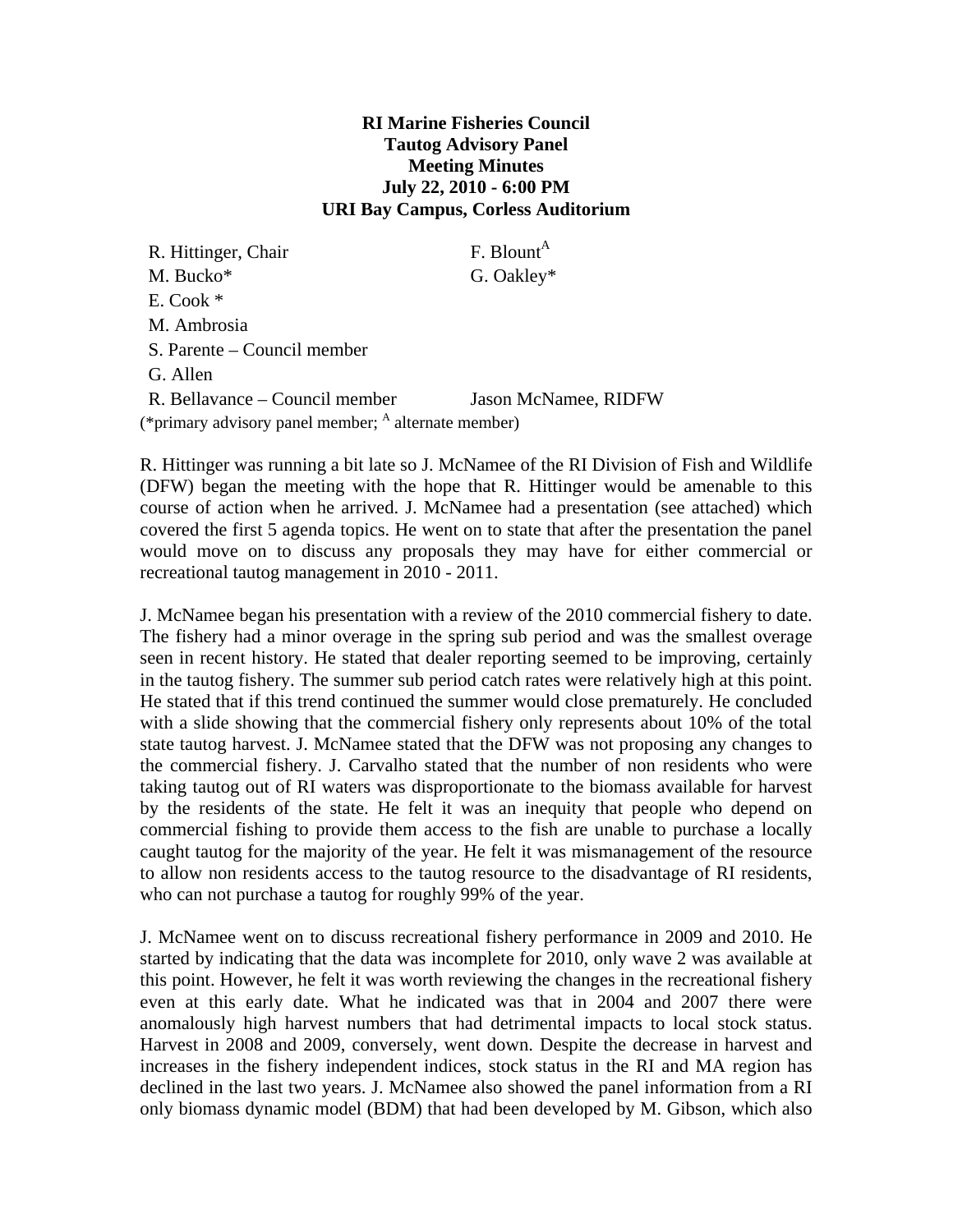**RI Marine Fisheries Council**
**Tautog Advisory Panel**
**Meeting Minutes**
**July 22, 2010 - 6:00 PM**
**URI Bay Campus, Corless Auditorium**

| | |
|---|---|
| R. Hittinger, Chair | F. Blount[A] |
| M. Bucko* | G. Oakley* |
| E. Cook * | |
| M. Ambrosia | |
| S. Parente – Council member | |
| G. Allen | |
| R. Bellavance – Council member | Jason McNamee, RIDFW |

(*primary advisory panel member; [A] alternate member)

R. Hittinger was running a bit late so J. McNamee of the RI Division of Fish and Wildlife (DFW) began the meeting with the hope that R. Hittinger would be amenable to this course of action when he arrived. J. McNamee had a presentation (see attached) which covered the first 5 agenda topics. He went on to state that after the presentation the panel would move on to discuss any proposals they may have for either commercial or recreational tautog management in 2010 - 2011.

J. McNamee began his presentation with a review of the 2010 commercial fishery to date. The fishery had a minor overage in the spring sub period and was the smallest overage seen in recent history. He stated that dealer reporting seemed to be improving, certainly in the tautog fishery. The summer sub period catch rates were relatively high at this point. He stated that if this trend continued the summer would close prematurely. He concluded with a slide showing that the commercial fishery only represents about 10% of the total state tautog harvest. J. McNamee stated that the DFW was not proposing any changes to the commercial fishery. J. Carvalho stated that the number of non residents who were taking tautog out of RI waters was disproportionate to the biomass available for harvest by the residents of the state. He felt it was an inequity that people who depend on commercial fishing to provide them access to the fish are unable to purchase a locally caught tautog for the majority of the year. He felt it was mismanagement of the resource to allow non residents access to the tautog resource to the disadvantage of RI residents, who can not purchase a tautog for roughly 99% of the year.

J. McNamee went on to discuss recreational fishery performance in 2009 and 2010. He started by indicating that the data was incomplete for 2010, only wave 2 was available at this point. However, he felt it was worth reviewing the changes in the recreational fishery even at this early date. What he indicated was that in 2004 and 2007 there were anomalously high harvest numbers that had detrimental impacts to local stock status. Harvest in 2008 and 2009, conversely, went down. Despite the decrease in harvest and increases in the fishery independent indices, stock status in the RI and MA region has declined in the last two years. J. McNamee also showed the panel information from a RI only biomass dynamic model (BDM) that had been developed by M. Gibson, which also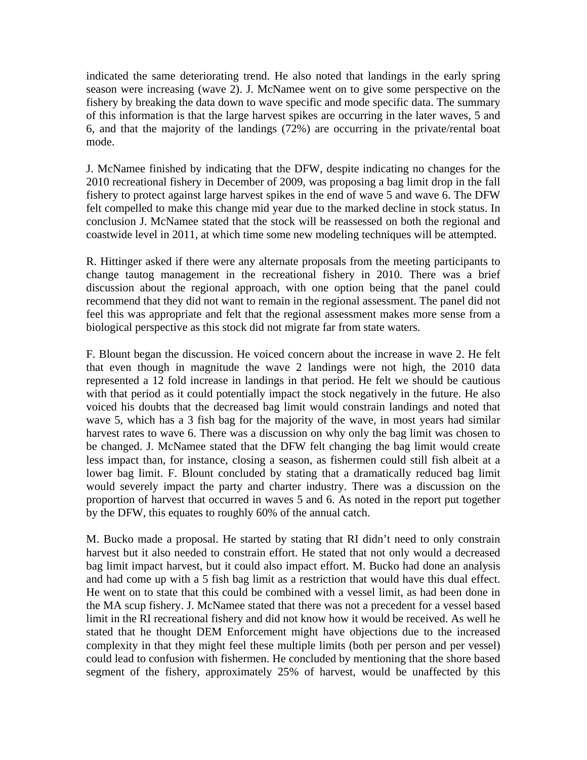indicated the same deteriorating trend. He also noted that landings in the early spring season were increasing (wave 2). J. McNamee went on to give some perspective on the fishery by breaking the data down to wave specific and mode specific data. The summary of this information is that the large harvest spikes are occurring in the later waves, 5 and 6, and that the majority of the landings (72%) are occurring in the private/rental boat mode.

J. McNamee finished by indicating that the DFW, despite indicating no changes for the 2010 recreational fishery in December of 2009, was proposing a bag limit drop in the fall fishery to protect against large harvest spikes in the end of wave 5 and wave 6. The DFW felt compelled to make this change mid year due to the marked decline in stock status. In conclusion J. McNamee stated that the stock will be reassessed on both the regional and coastwide level in 2011, at which time some new modeling techniques will be attempted.

R. Hittinger asked if there were any alternate proposals from the meeting participants to change tautog management in the recreational fishery in 2010. There was a brief discussion about the regional approach, with one option being that the panel could recommend that they did not want to remain in the regional assessment. The panel did not feel this was appropriate and felt that the regional assessment makes more sense from a biological perspective as this stock did not migrate far from state waters.

F. Blount began the discussion. He voiced concern about the increase in wave 2. He felt that even though in magnitude the wave 2 landings were not high, the 2010 data represented a 12 fold increase in landings in that period. He felt we should be cautious with that period as it could potentially impact the stock negatively in the future. He also voiced his doubts that the decreased bag limit would constrain landings and noted that wave 5, which has a 3 fish bag for the majority of the wave, in most years had similar harvest rates to wave 6. There was a discussion on why only the bag limit was chosen to be changed. J. McNamee stated that the DFW felt changing the bag limit would create less impact than, for instance, closing a season, as fishermen could still fish albeit at a lower bag limit. F. Blount concluded by stating that a dramatically reduced bag limit would severely impact the party and charter industry. There was a discussion on the proportion of harvest that occurred in waves 5 and 6. As noted in the report put together by the DFW, this equates to roughly 60% of the annual catch.

M. Bucko made a proposal. He started by stating that RI didn't need to only constrain harvest but it also needed to constrain effort. He stated that not only would a decreased bag limit impact harvest, but it could also impact effort. M. Bucko had done an analysis and had come up with a 5 fish bag limit as a restriction that would have this dual effect. He went on to state that this could be combined with a vessel limit, as had been done in the MA scup fishery. J. McNamee stated that there was not a precedent for a vessel based limit in the RI recreational fishery and did not know how it would be received. As well he stated that he thought DEM Enforcement might have objections due to the increased complexity in that they might feel these multiple limits (both per person and per vessel) could lead to confusion with fishermen. He concluded by mentioning that the shore based segment of the fishery, approximately 25% of harvest, would be unaffected by this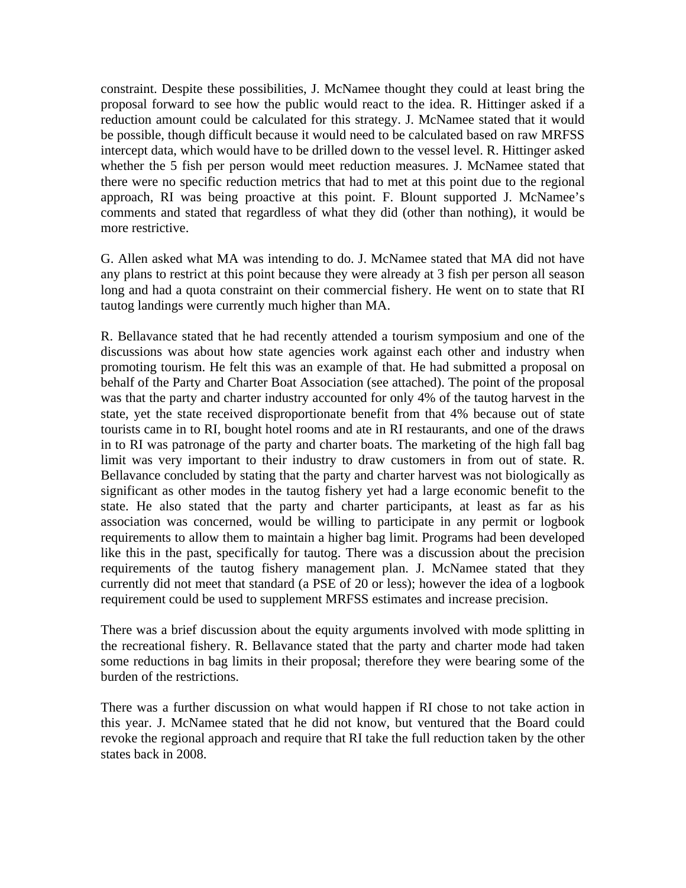constraint. Despite these possibilities, J. McNamee thought they could at least bring the proposal forward to see how the public would react to the idea. R. Hittinger asked if a reduction amount could be calculated for this strategy. J. McNamee stated that it would be possible, though difficult because it would need to be calculated based on raw MRFSS intercept data, which would have to be drilled down to the vessel level. R. Hittinger asked whether the 5 fish per person would meet reduction measures. J. McNamee stated that there were no specific reduction metrics that had to met at this point due to the regional approach, RI was being proactive at this point. F. Blount supported J. McNamee's comments and stated that regardless of what they did (other than nothing), it would be more restrictive.

G. Allen asked what MA was intending to do. J. McNamee stated that MA did not have any plans to restrict at this point because they were already at 3 fish per person all season long and had a quota constraint on their commercial fishery. He went on to state that RI tautog landings were currently much higher than MA.

R. Bellavance stated that he had recently attended a tourism symposium and one of the discussions was about how state agencies work against each other and industry when promoting tourism. He felt this was an example of that. He had submitted a proposal on behalf of the Party and Charter Boat Association (see attached). The point of the proposal was that the party and charter industry accounted for only 4% of the tautog harvest in the state, yet the state received disproportionate benefit from that 4% because out of state tourists came in to RI, bought hotel rooms and ate in RI restaurants, and one of the draws in to RI was patronage of the party and charter boats. The marketing of the high fall bag limit was very important to their industry to draw customers in from out of state. R. Bellavance concluded by stating that the party and charter harvest was not biologically as significant as other modes in the tautog fishery yet had a large economic benefit to the state. He also stated that the party and charter participants, at least as far as his association was concerned, would be willing to participate in any permit or logbook requirements to allow them to maintain a higher bag limit. Programs had been developed like this in the past, specifically for tautog. There was a discussion about the precision requirements of the tautog fishery management plan. J. McNamee stated that they currently did not meet that standard (a PSE of 20 or less); however the idea of a logbook requirement could be used to supplement MRFSS estimates and increase precision.

There was a brief discussion about the equity arguments involved with mode splitting in the recreational fishery. R. Bellavance stated that the party and charter mode had taken some reductions in bag limits in their proposal; therefore they were bearing some of the burden of the restrictions.

There was a further discussion on what would happen if RI chose to not take action in this year. J. McNamee stated that he did not know, but ventured that the Board could revoke the regional approach and require that RI take the full reduction taken by the other states back in 2008.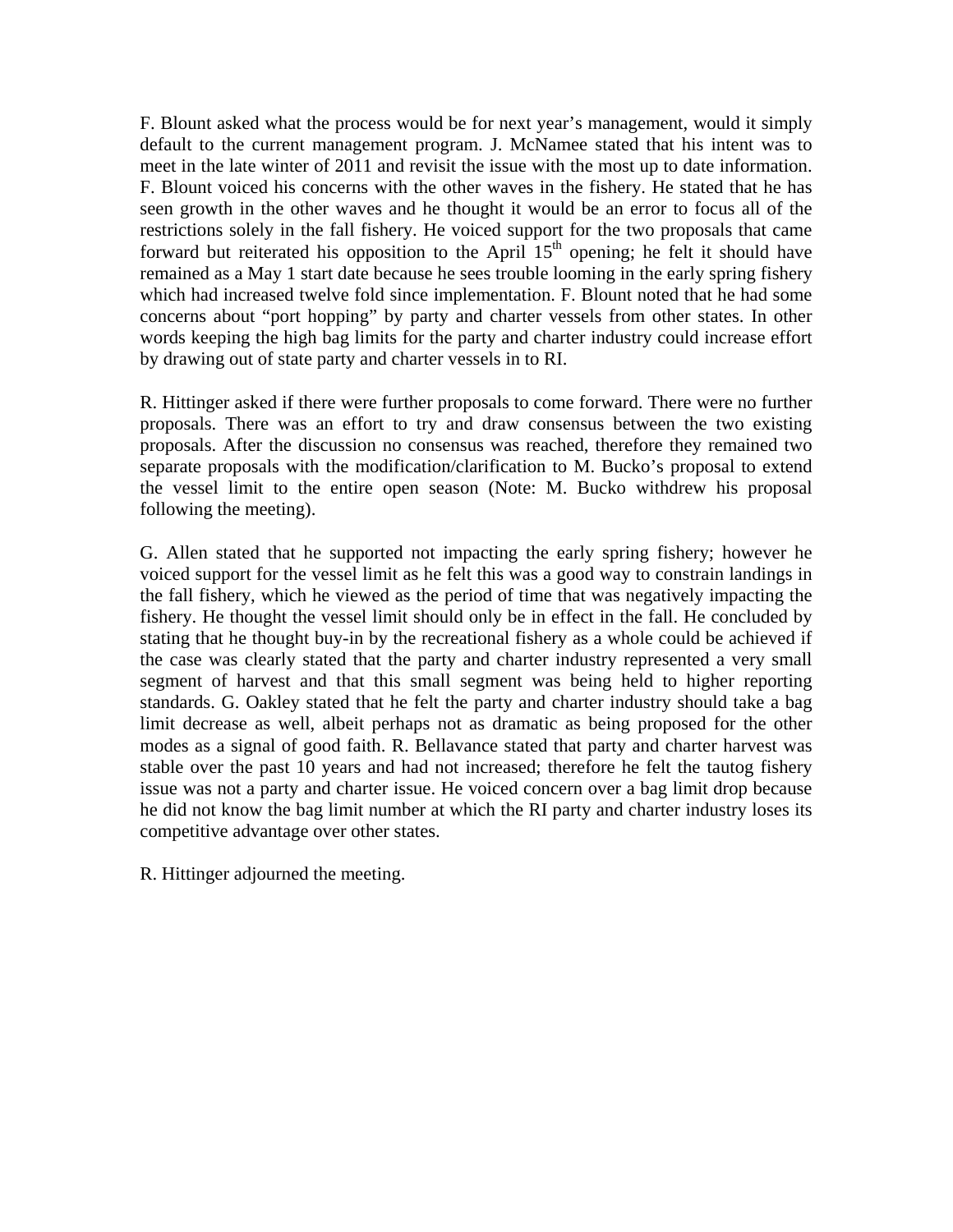F. Blount asked what the process would be for next year's management, would it simply default to the current management program. J. McNamee stated that his intent was to meet in the late winter of 2011 and revisit the issue with the most up to date information. F. Blount voiced his concerns with the other waves in the fishery. He stated that he has seen growth in the other waves and he thought it would be an error to focus all of the restrictions solely in the fall fishery. He voiced support for the two proposals that came forward but reiterated his opposition to the April 15th opening; he felt it should have remained as a May 1 start date because he sees trouble looming in the early spring fishery which had increased twelve fold since implementation. F. Blount noted that he had some concerns about "port hopping" by party and charter vessels from other states. In other words keeping the high bag limits for the party and charter industry could increase effort by drawing out of state party and charter vessels in to RI.

R. Hittinger asked if there were further proposals to come forward. There were no further proposals. There was an effort to try and draw consensus between the two existing proposals. After the discussion no consensus was reached, therefore they remained two separate proposals with the modification/clarification to M. Bucko's proposal to extend the vessel limit to the entire open season (Note: M. Bucko withdrew his proposal following the meeting).

G. Allen stated that he supported not impacting the early spring fishery; however he voiced support for the vessel limit as he felt this was a good way to constrain landings in the fall fishery, which he viewed as the period of time that was negatively impacting the fishery. He thought the vessel limit should only be in effect in the fall. He concluded by stating that he thought buy-in by the recreational fishery as a whole could be achieved if the case was clearly stated that the party and charter industry represented a very small segment of harvest and that this small segment was being held to higher reporting standards. G. Oakley stated that he felt the party and charter industry should take a bag limit decrease as well, albeit perhaps not as dramatic as being proposed for the other modes as a signal of good faith. R. Bellavance stated that party and charter harvest was stable over the past 10 years and had not increased; therefore he felt the tautog fishery issue was not a party and charter issue. He voiced concern over a bag limit drop because he did not know the bag limit number at which the RI party and charter industry loses its competitive advantage over other states.

R. Hittinger adjourned the meeting.